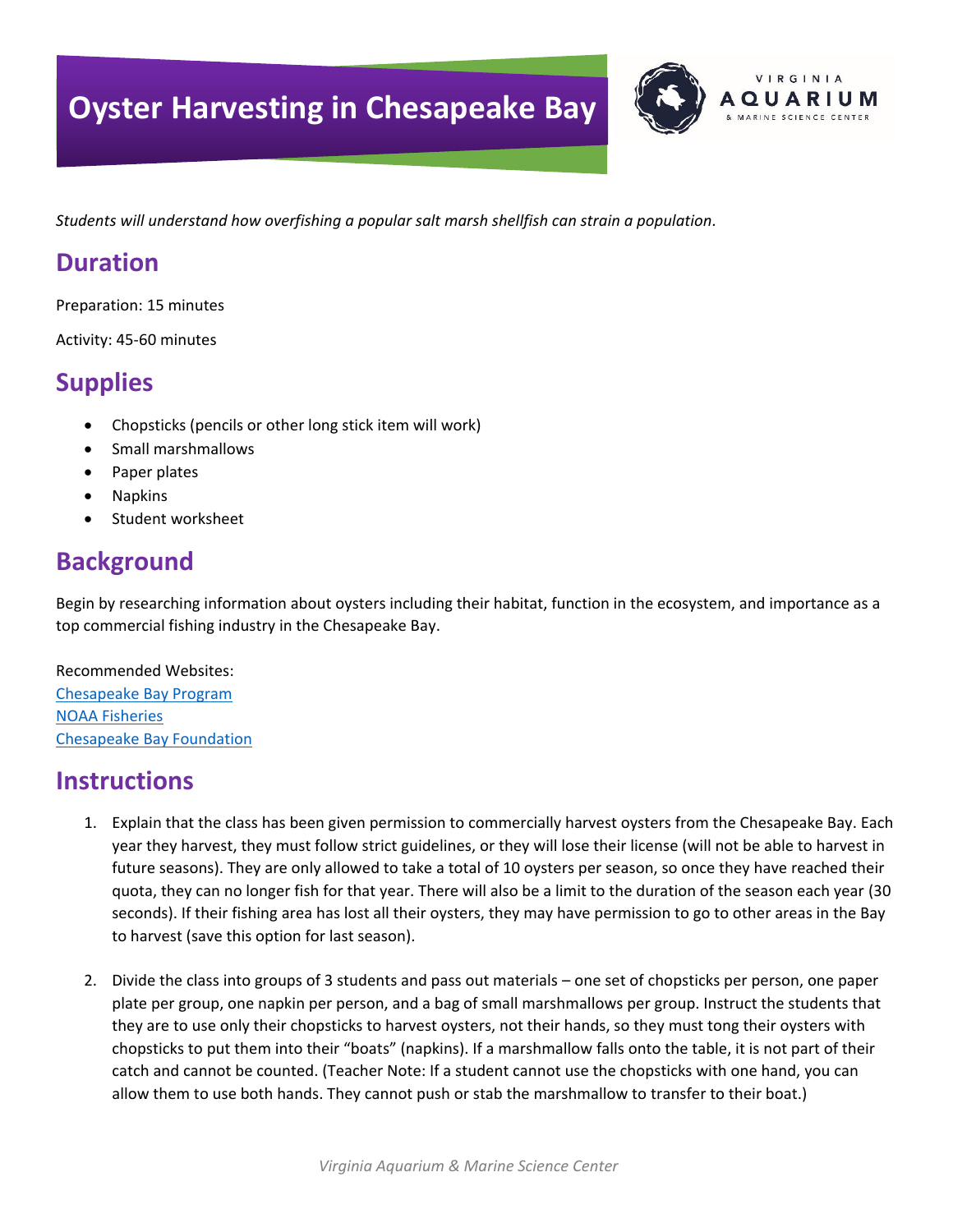# Oyster Harvesting in Chesapeake Bay

*Students will understand how overfishing a popular salt marsh shellfish can strain a population.*

## Duration

Preparation: 15 minutes

Activity: 45-60 minutes

## Supplies

- Chopsticks (pencils or other long stick item will work)
- Small marshmallows
- Paper plates
- Napkins
- Student worksheet

## Background

Begin by researching information about oysters including their habitat, function in the ecosystem, and importance as a top commercial fishing industry in the Chesapeake Bay.

Recommended Websites:
Chesapeake Bay Program
NOAA Fisheries
Chesapeake Bay Foundation

## Instructions

1. Explain that the class has been given permission to commercially harvest oysters from the Chesapeake Bay. Each year they harvest, they must follow strict guidelines, or they will lose their license (will not be able to harvest in future seasons). They are only allowed to take a total of 10 oysters per season, so once they have reached their quota, they can no longer fish for that year. There will also be a limit to the duration of the season each year (30 seconds). If their fishing area has lost all their oysters, they may have permission to go to other areas in the Bay to harvest (save this option for last season).

2. Divide the class into groups of 3 students and pass out materials – one set of chopsticks per person, one paper plate per group, one napkin per person, and a bag of small marshmallows per group. Instruct the students that they are to use only their chopsticks to harvest oysters, not their hands, so they must tong their oysters with chopsticks to put them into their "boats" (napkins). If a marshmallow falls onto the table, it is not part of their catch and cannot be counted. (Teacher Note: If a student cannot use the chopsticks with one hand, you can allow them to use both hands. They cannot push or stab the marshmallow to transfer to their boat.)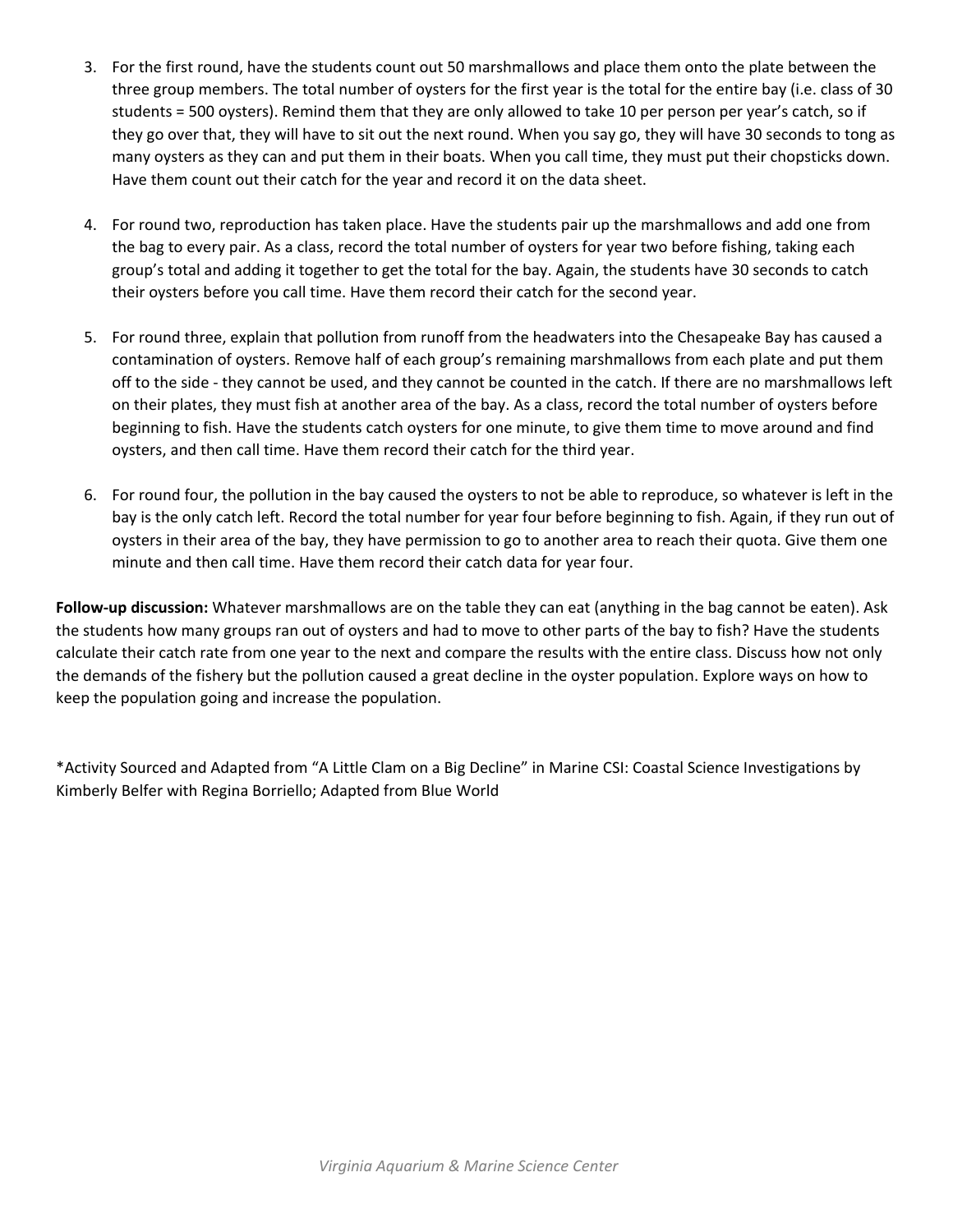3. For the first round, have the students count out 50 marshmallows and place them onto the plate between the three group members. The total number of oysters for the first year is the total for the entire bay (i.e. class of 30 students = 500 oysters). Remind them that they are only allowed to take 10 per person per year's catch, so if they go over that, they will have to sit out the next round. When you say go, they will have 30 seconds to tong as many oysters as they can and put them in their boats. When you call time, they must put their chopsticks down. Have them count out their catch for the year and record it on the data sheet.

4. For round two, reproduction has taken place. Have the students pair up the marshmallows and add one from the bag to every pair. As a class, record the total number of oysters for year two before fishing, taking each group's total and adding it together to get the total for the bay. Again, the students have 30 seconds to catch their oysters before you call time. Have them record their catch for the second year.

5. For round three, explain that pollution from runoff from the headwaters into the Chesapeake Bay has caused a contamination of oysters. Remove half of each group's remaining marshmallows from each plate and put them off to the side - they cannot be used, and they cannot be counted in the catch. If there are no marshmallows left on their plates, they must fish at another area of the bay. As a class, record the total number of oysters before beginning to fish. Have the students catch oysters for one minute, to give them time to move around and find oysters, and then call time. Have them record their catch for the third year.

6. For round four, the pollution in the bay caused the oysters to not be able to reproduce, so whatever is left in the bay is the only catch left. Record the total number for year four before beginning to fish. Again, if they run out of oysters in their area of the bay, they have permission to go to another area to reach their quota. Give them one minute and then call time. Have them record their catch data for year four.

**Follow-up discussion:** Whatever marshmallows are on the table they can eat (anything in the bag cannot be eaten). Ask the students how many groups ran out of oysters and had to move to other parts of the bay to fish? Have the students calculate their catch rate from one year to the next and compare the results with the entire class. Discuss how not only the demands of the fishery but the pollution caused a great decline in the oyster population. Explore ways on how to keep the population going and increase the population.

*Activity Sourced and Adapted from "A Little Clam on a Big Decline" in Marine CSI: Coastal Science Investigations by Kimberly Belfer with Regina Borriello; Adapted from Blue World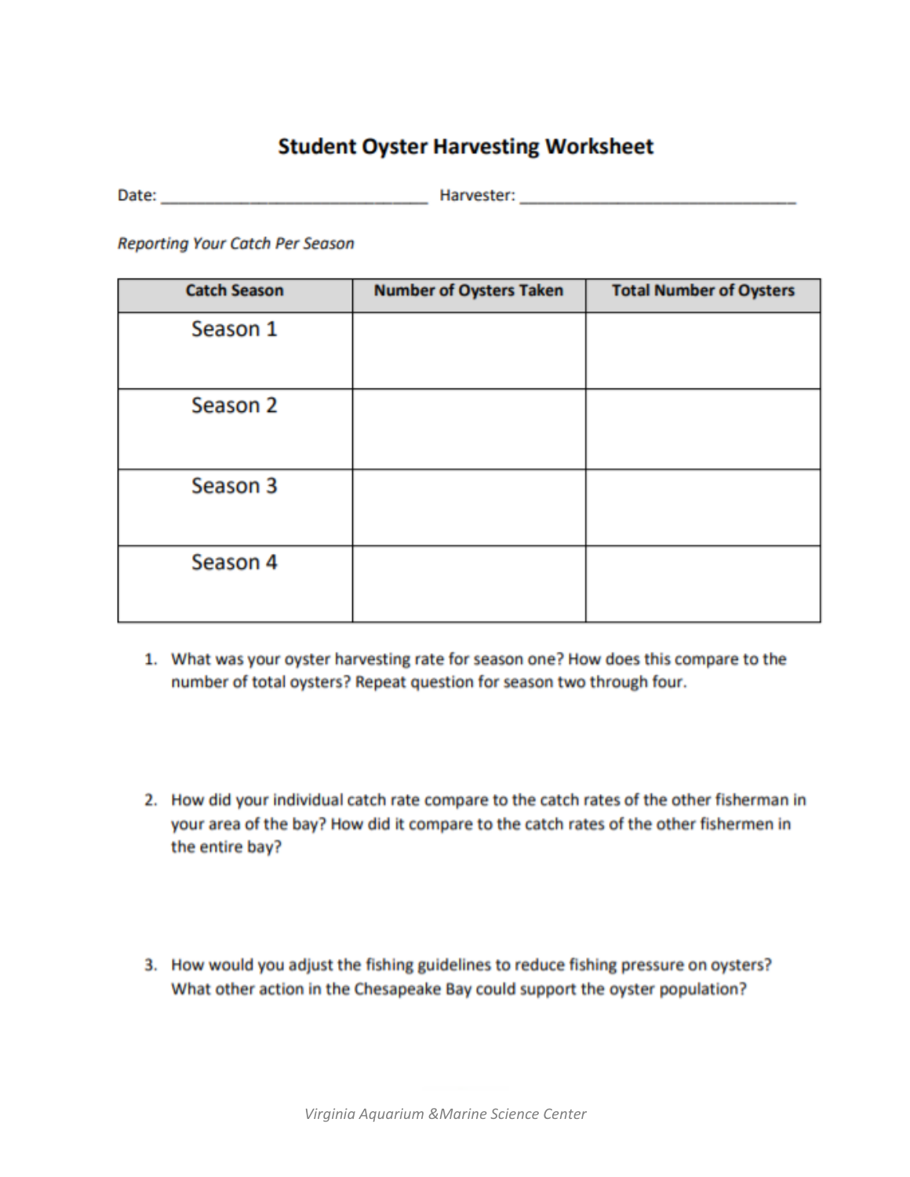# Student Oyster Harvesting Worksheet

Date: ______________________________ Harvester: ______________________________

*Reporting Your Catch Per Season*

| Catch Season | Number of Oysters Taken | Total Number of Oysters |
|---|---|---|
| Season 1 | | |
| Season 2 | | |
| Season 3 | | |
| Season 4 | | |

1. What was your oyster harvesting rate for season one? How does this compare to the number of total oysters? Repeat question for season two through four.

2. How did your individual catch rate compare to the catch rates of the other fisherman in your area of the bay? How did it compare to the catch rates of the other fishermen in the entire bay?

3. How would you adjust the fishing guidelines to reduce fishing pressure on oysters? What other action in the Chesapeake Bay could support the oyster population?